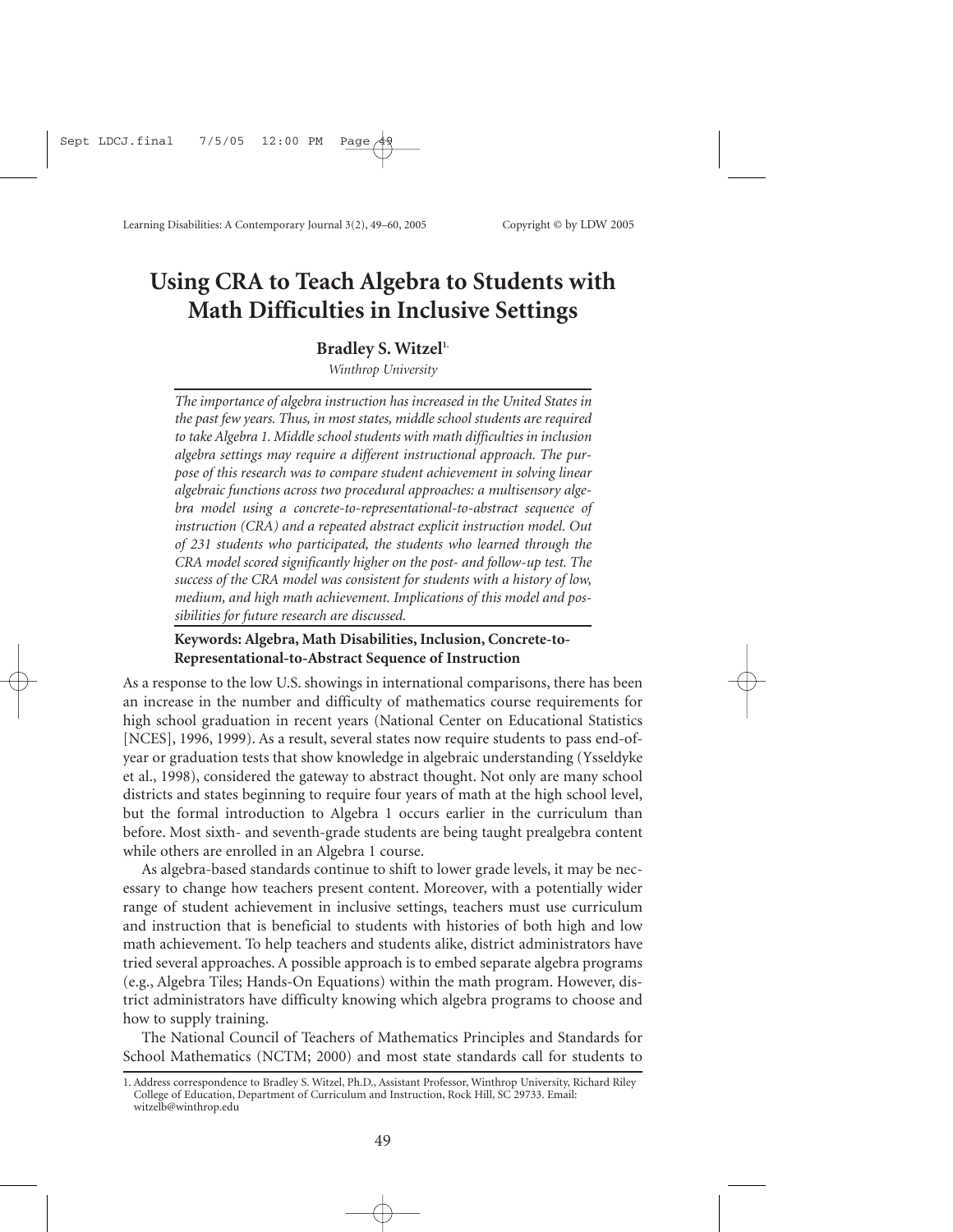# Using CRA to Teach Algebra to Students with Math Difficulties in Inclusive Settings

**Bradley S. Witzel**[1]

*Winthrop University*

*The importance of algebra instruction has increased in the United States in the past few years. Thus, in most states, middle school students are required to take Algebra 1. Middle school students with math difficulties in inclusion algebra settings may require a different instructional approach. The purpose of this research was to compare student achievement in solving linear algebraic functions across two procedural approaches: a multisensory algebra model using a concrete-to-representational-to-abstract sequence of instruction (CRA) and a repeated abstract explicit instruction model. Out of 231 students who participated, the students who learned through the CRA model scored significantly higher on the post- and follow-up test. The success of the CRA model was consistent for students with a history of low, medium, and high math achievement. Implications of this model and possibilities for future research are discussed.*

**Keywords: Algebra, Math Disabilities, Inclusion, Concrete-to-Representational-to-Abstract Sequence of Instruction**

As a response to the low U.S. showings in international comparisons, there has been an increase in the number and difficulty of mathematics course requirements for high school graduation in recent years (National Center on Educational Statistics [NCES], 1996, 1999). As a result, several states now require students to pass end-of-year or graduation tests that show knowledge in algebraic understanding (Ysseldyke et al., 1998), considered the gateway to abstract thought. Not only are many school districts and states beginning to require four years of math at the high school level, but the formal introduction to Algebra 1 occurs earlier in the curriculum than before. Most sixth- and seventh-grade students are being taught prealgebra content while others are enrolled in an Algebra 1 course.

As algebra-based standards continue to shift to lower grade levels, it may be necessary to change how teachers present content. Moreover, with a potentially wider range of student achievement in inclusive settings, teachers must use curriculum and instruction that is beneficial to students with histories of both high and low math achievement. To help teachers and students alike, district administrators have tried several approaches. A possible approach is to embed separate algebra programs (e.g., Algebra Tiles; Hands-On Equations) within the math program. However, district administrators have difficulty knowing which algebra programs to choose and how to supply training.

The National Council of Teachers of Mathematics Principles and Standards for School Mathematics (NCTM; 2000) and most state standards call for students to

1. Address correspondence to Bradley S. Witzel, Ph.D., Assistant Professor, Winthrop University, Richard Riley College of Education, Department of Curriculum and Instruction, Rock Hill, SC 29733. Email: witzelb@winthrop.edu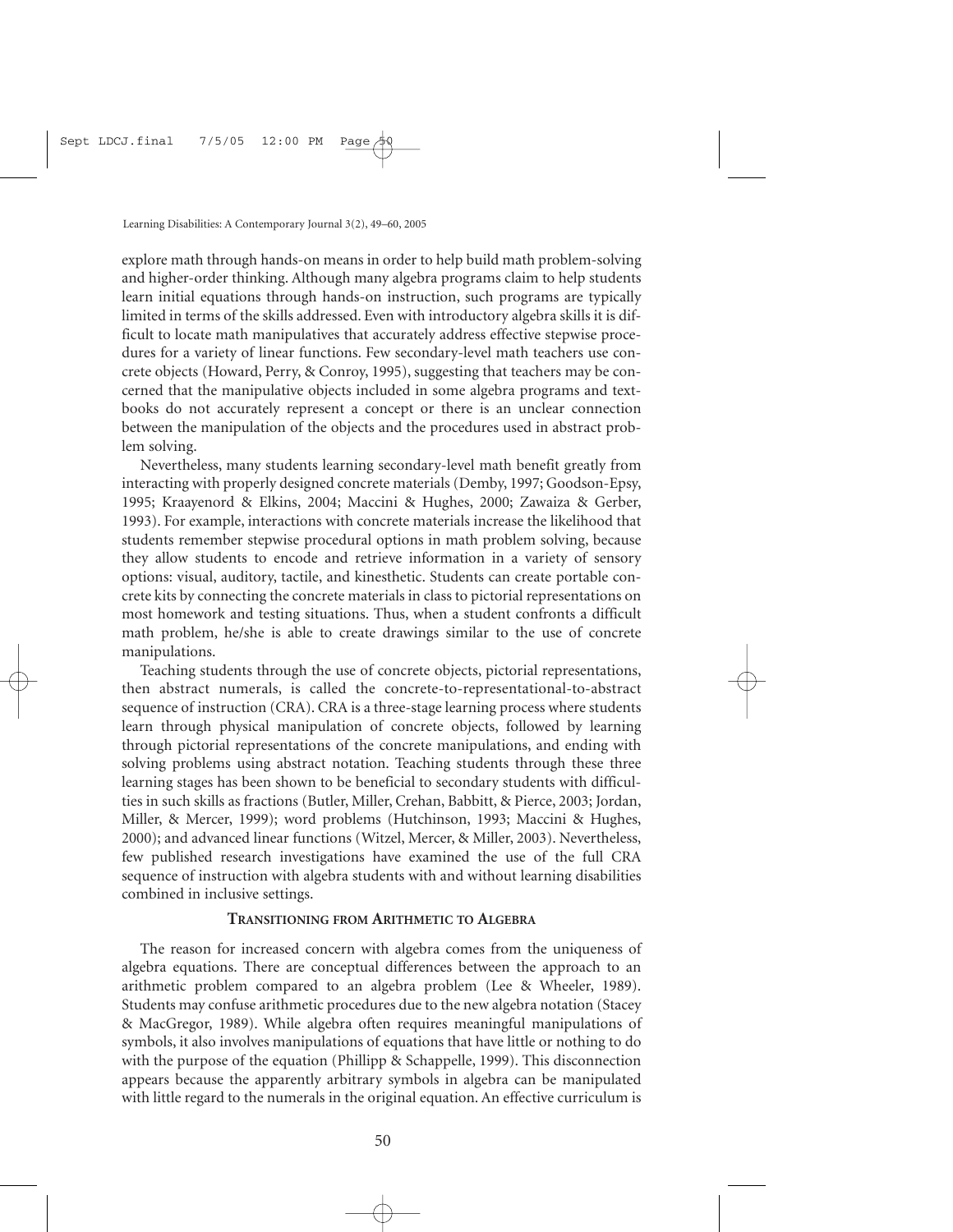explore math through hands-on means in order to help build math problem-solving and higher-order thinking. Although many algebra programs claim to help students learn initial equations through hands-on instruction, such programs are typically limited in terms of the skills addressed. Even with introductory algebra skills it is difficult to locate math manipulatives that accurately address effective stepwise procedures for a variety of linear functions. Few secondary-level math teachers use concrete objects (Howard, Perry, & Conroy, 1995), suggesting that teachers may be concerned that the manipulative objects included in some algebra programs and textbooks do not accurately represent a concept or there is an unclear connection between the manipulation of the objects and the procedures used in abstract problem solving.

Nevertheless, many students learning secondary-level math benefit greatly from interacting with properly designed concrete materials (Demby, 1997; Goodson-Epsy, 1995; Kraayenord & Elkins, 2004; Maccini & Hughes, 2000; Zawaiza & Gerber, 1993). For example, interactions with concrete materials increase the likelihood that students remember stepwise procedural options in math problem solving, because they allow students to encode and retrieve information in a variety of sensory options: visual, auditory, tactile, and kinesthetic. Students can create portable concrete kits by connecting the concrete materials in class to pictorial representations on most homework and testing situations. Thus, when a student confronts a difficult math problem, he/she is able to create drawings similar to the use of concrete manipulations.

Teaching students through the use of concrete objects, pictorial representations, then abstract numerals, is called the concrete-to-representational-to-abstract sequence of instruction (CRA). CRA is a three-stage learning process where students learn through physical manipulation of concrete objects, followed by learning through pictorial representations of the concrete manipulations, and ending with solving problems using abstract notation. Teaching students through these three learning stages has been shown to be beneficial to secondary students with difficulties in such skills as fractions (Butler, Miller, Crehan, Babbitt, & Pierce, 2003; Jordan, Miller, & Mercer, 1999); word problems (Hutchinson, 1993; Maccini & Hughes, 2000); and advanced linear functions (Witzel, Mercer, & Miller, 2003). Nevertheless, few published research investigations have examined the use of the full CRA sequence of instruction with algebra students with and without learning disabilities combined in inclusive settings.

## Transitioning from Arithmetic to Algebra

The reason for increased concern with algebra comes from the uniqueness of algebra equations. There are conceptual differences between the approach to an arithmetic problem compared to an algebra problem (Lee & Wheeler, 1989). Students may confuse arithmetic procedures due to the new algebra notation (Stacey & MacGregor, 1989). While algebra often requires meaningful manipulations of symbols, it also involves manipulations of equations that have little or nothing to do with the purpose of the equation (Phillipp & Schappelle, 1999). This disconnection appears because the apparently arbitrary symbols in algebra can be manipulated with little regard to the numerals in the original equation. An effective curriculum is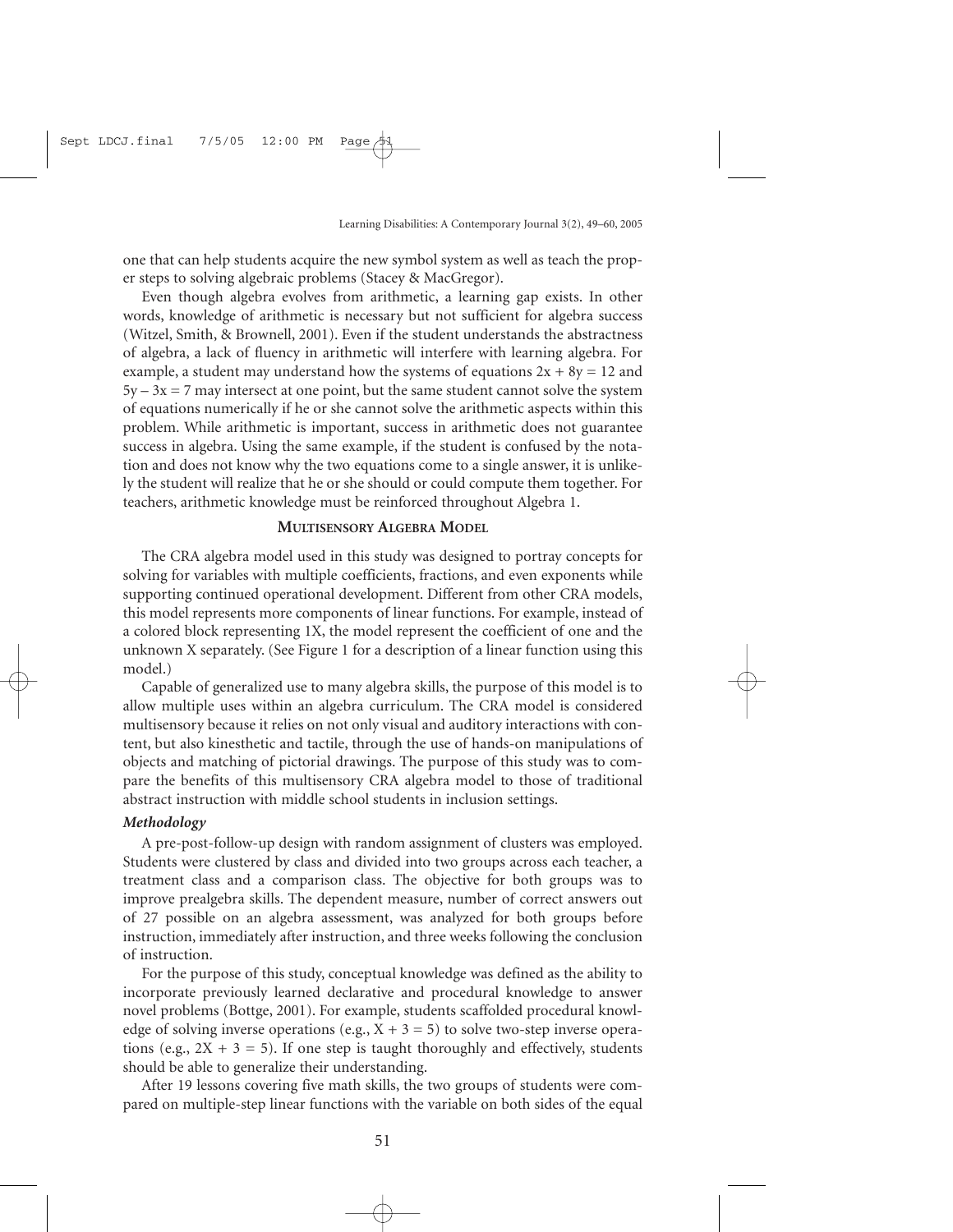one that can help students acquire the new symbol system as well as teach the proper steps to solving algebraic problems (Stacey & MacGregor).

Even though algebra evolves from arithmetic, a learning gap exists. In other words, knowledge of arithmetic is necessary but not sufficient for algebra success (Witzel, Smith, & Brownell, 2001). Even if the student understands the abstractness of algebra, a lack of fluency in arithmetic will interfere with learning algebra. For example, a student may understand how the systems of equations $2x + 8y = 12$ and $5y - 3x = 7$ may intersect at one point, but the same student cannot solve the system of equations numerically if he or she cannot solve the arithmetic aspects within this problem. While arithmetic is important, success in arithmetic does not guarantee success in algebra. Using the same example, if the student is confused by the notation and does not know why the two equations come to a single answer, it is unlikely the student will realize that he or she should or could compute them together. For teachers, arithmetic knowledge must be reinforced throughout Algebra 1.

## MULTISENSORY ALGEBRA MODEL

The CRA algebra model used in this study was designed to portray concepts for solving for variables with multiple coefficients, fractions, and even exponents while supporting continued operational development. Different from other CRA models, this model represents more components of linear functions. For example, instead of a colored block representing 1X, the model represent the coefficient of one and the unknown X separately. (See Figure 1 for a description of a linear function using this model.)

Capable of generalized use to many algebra skills, the purpose of this model is to allow multiple uses within an algebra curriculum. The CRA model is considered multisensory because it relies on not only visual and auditory interactions with content, but also kinesthetic and tactile, through the use of hands-on manipulations of objects and matching of pictorial drawings. The purpose of this study was to compare the benefits of this multisensory CRA algebra model to those of traditional abstract instruction with middle school students in inclusion settings.

### *Methodology*

A pre-post-follow-up design with random assignment of clusters was employed. Students were clustered by class and divided into two groups across each teacher, a treatment class and a comparison class. The objective for both groups was to improve prealgebra skills. The dependent measure, number of correct answers out of 27 possible on an algebra assessment, was analyzed for both groups before instruction, immediately after instruction, and three weeks following the conclusion of instruction.

For the purpose of this study, conceptual knowledge was defined as the ability to incorporate previously learned declarative and procedural knowledge to answer novel problems (Bottge, 2001). For example, students scaffolded procedural knowledge of solving inverse operations (e.g., $X + 3 = 5$) to solve two-step inverse operations (e.g., $2X + 3 = 5$). If one step is taught thoroughly and effectively, students should be able to generalize their understanding.

After 19 lessons covering five math skills, the two groups of students were compared on multiple-step linear functions with the variable on both sides of the equal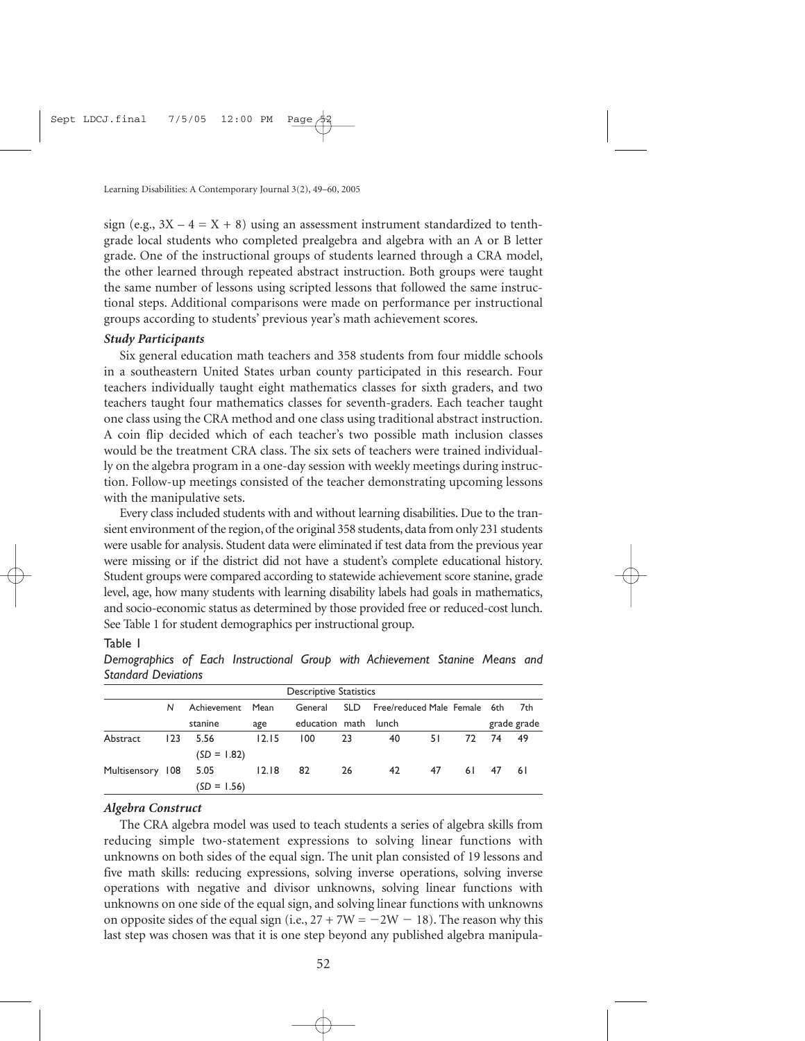sign (e.g., $3X - 4 = X + 8$) using an assessment instrument standardized to tenth-grade local students who completed prealgebra and algebra with an A or B letter grade. One of the instructional groups of students learned through a CRA model, the other learned through repeated abstract instruction. Both groups were taught the same number of lessons using scripted lessons that followed the same instructional steps. Additional comparisons were made on performance per instructional groups according to students' previous year's math achievement scores.

### *Study Participants*

Six general education math teachers and 358 students from four middle schools in a southeastern United States urban county participated in this research. Four teachers individually taught eight mathematics classes for sixth graders, and two teachers taught four mathematics classes for seventh-graders. Each teacher taught one class using the CRA method and one class using traditional abstract instruction. A coin flip decided which of each teacher's two possible math inclusion classes would be the treatment CRA class. The six sets of teachers were trained individually on the algebra program in a one-day session with weekly meetings during instruction. Follow-up meetings consisted of the teacher demonstrating upcoming lessons with the manipulative sets.

Every class included students with and without learning disabilities. Due to the transient environment of the region, of the original 358 students, data from only 231 students were usable for analysis. Student data were eliminated if test data from the previous year were missing or if the district did not have a student's complete educational history. Student groups were compared according to statewide achievement score stanine, grade level, age, how many students with learning disability labels had goals in mathematics, and socio-economic status as determined by those provided free or reduced-cost lunch. See Table 1 for student demographics per instructional group.

Table 1

*Demographics of Each Instructional Group with Achievement Stanine Means and Standard Deviations*

| | Descriptive Statistics | | | | | | | | | |
|---|---|---|---|---|---|---|---|---|---|---|
| | *N* | Achievement stanine | Mean age | General education | SLD math | Free/reduced lunch | Male | Female | 6th grade | 7th grade |
| Abstract | 123 | 5.56 ($SD = 1.82$) | 12.15 | 100 | 23 | 40 | 51 | 72 | 74 | 49 |
| Multisensory | 108 | 5.05 ($SD = 1.56$) | 12.18 | 82 | 26 | 42 | 47 | 61 | 47 | 61 |

### *Algebra Construct*

The CRA algebra model was used to teach students a series of algebra skills from reducing simple two-statement expressions to solving linear functions with unknowns on both sides of the equal sign. The unit plan consisted of 19 lessons and five math skills: reducing expressions, solving inverse operations, solving inverse operations with negative and divisor unknowns, solving linear functions with unknowns on one side of the equal sign, and solving linear functions with unknowns on opposite sides of the equal sign (i.e., $27 + 7W = -2W - 18$). The reason why this last step was chosen was that it is one step beyond any published algebra manipula-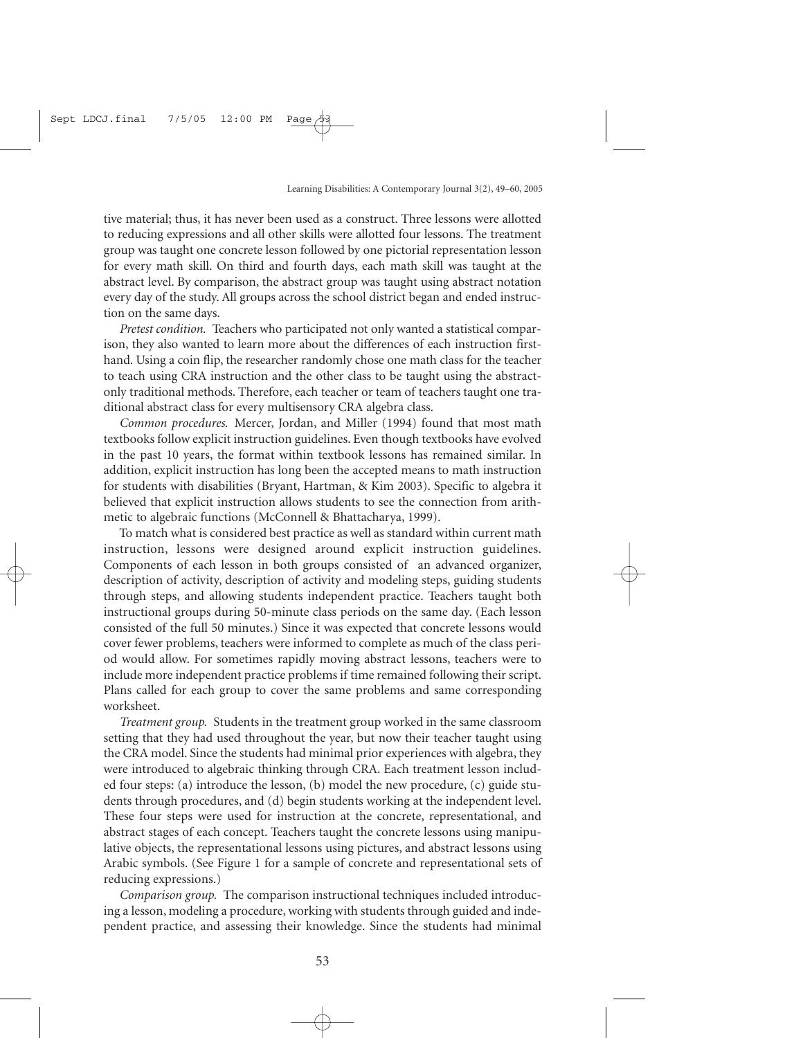tive material; thus, it has never been used as a construct. Three lessons were allotted to reducing expressions and all other skills were allotted four lessons. The treatment group was taught one concrete lesson followed by one pictorial representation lesson for every math skill. On third and fourth days, each math skill was taught at the abstract level. By comparison, the abstract group was taught using abstract notation every day of the study. All groups across the school district began and ended instruction on the same days.

*Pretest condition.* Teachers who participated not only wanted a statistical comparison, they also wanted to learn more about the differences of each instruction firsthand. Using a coin flip, the researcher randomly chose one math class for the teacher to teach using CRA instruction and the other class to be taught using the abstract-only traditional methods. Therefore, each teacher or team of teachers taught one traditional abstract class for every multisensory CRA algebra class.

*Common procedures.* Mercer, Jordan, and Miller (1994) found that most math textbooks follow explicit instruction guidelines. Even though textbooks have evolved in the past 10 years, the format within textbook lessons has remained similar. In addition, explicit instruction has long been the accepted means to math instruction for students with disabilities (Bryant, Hartman, & Kim 2003). Specific to algebra it believed that explicit instruction allows students to see the connection from arithmetic to algebraic functions (McConnell & Bhattacharya, 1999).

To match what is considered best practice as well as standard within current math instruction, lessons were designed around explicit instruction guidelines. Components of each lesson in both groups consisted of an advanced organizer, description of activity, description of activity and modeling steps, guiding students through steps, and allowing students independent practice. Teachers taught both instructional groups during 50-minute class periods on the same day. (Each lesson consisted of the full 50 minutes.) Since it was expected that concrete lessons would cover fewer problems, teachers were informed to complete as much of the class period would allow. For sometimes rapidly moving abstract lessons, teachers were to include more independent practice problems if time remained following their script. Plans called for each group to cover the same problems and same corresponding worksheet.

*Treatment group.* Students in the treatment group worked in the same classroom setting that they had used throughout the year, but now their teacher taught using the CRA model. Since the students had minimal prior experiences with algebra, they were introduced to algebraic thinking through CRA. Each treatment lesson included four steps: (a) introduce the lesson, (b) model the new procedure, (c) guide students through procedures, and (d) begin students working at the independent level. These four steps were used for instruction at the concrete, representational, and abstract stages of each concept. Teachers taught the concrete lessons using manipulative objects, the representational lessons using pictures, and abstract lessons using Arabic symbols. (See Figure 1 for a sample of concrete and representational sets of reducing expressions.)

*Comparison group.* The comparison instructional techniques included introducing a lesson, modeling a procedure, working with students through guided and independent practice, and assessing their knowledge. Since the students had minimal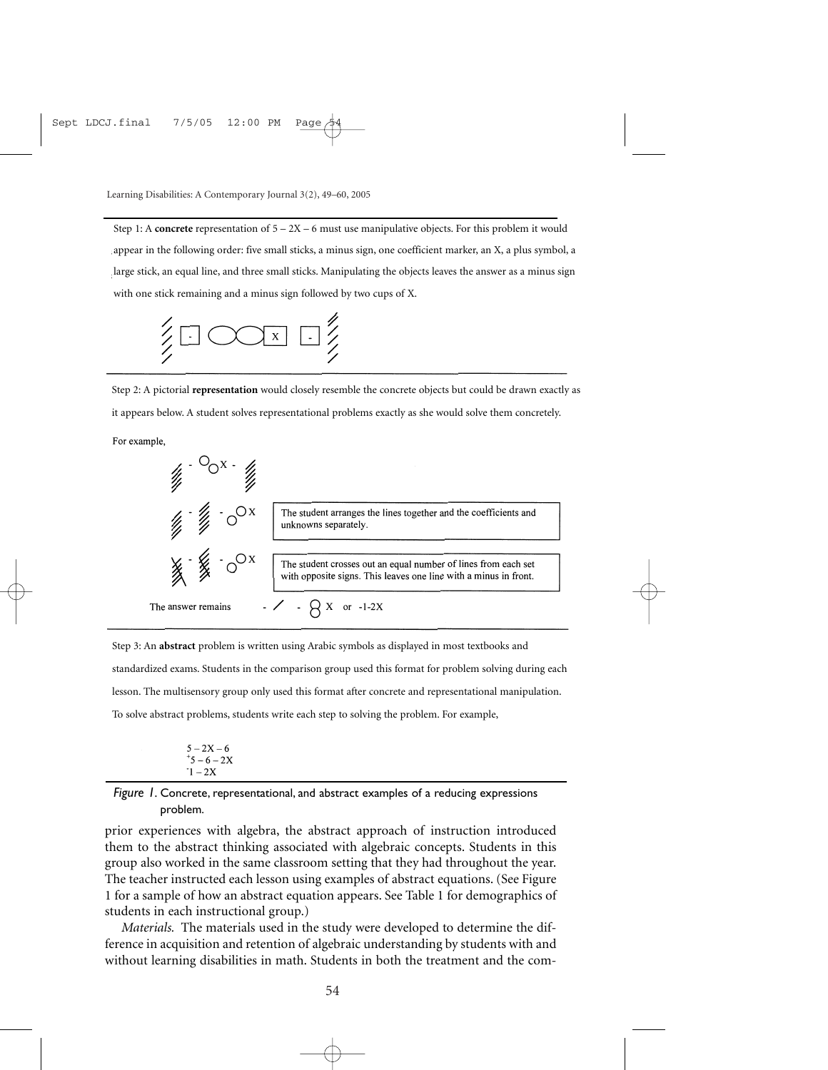Step 1: A **concrete** representation of $5 - 2X - 6$ must use manipulative objects. For this problem it would appear in the following order: five small sticks, a minus sign, one coefficient marker, an X, a plus symbol, a large stick, an equal line, and three small sticks. Manipulating the objects leaves the answer as a minus sign with one stick remaining and a minus sign followed by two cups of X.

Step 2: A pictorial **representation** would closely resemble the concrete objects but could be drawn exactly as it appears below. A student solves representational problems exactly as she would solve them concretely.

For example,

The student arranges the lines together and the coefficients and unknowns separately.

The student crosses out an equal number of lines from each set with opposite signs. This leaves one line with a minus in front.

The answer remains - / - X or $-1-2X$

Step 3: An **abstract** problem is written using Arabic symbols as displayed in most textbooks and standardized exams. Students in the comparison group used this format for problem solving during each lesson. The multisensory group only used this format after concrete and representational manipulation. To solve abstract problems, students write each step to solving the problem. For example,

$$5 - 2X - 6$$
$$^{+}5 - 6 - 2X$$
$$^{-}1 - 2X$$

*Figure 1*. Concrete, representational, and abstract examples of a reducing expressions problem.

prior experiences with algebra, the abstract approach of instruction introduced them to the abstract thinking associated with algebraic concepts. Students in this group also worked in the same classroom setting that they had throughout the year. The teacher instructed each lesson using examples of abstract equations. (See Figure 1 for a sample of how an abstract equation appears. See Table 1 for demographics of students in each instructional group.)

*Materials.* The materials used in the study were developed to determine the difference in acquisition and retention of algebraic understanding by students with and without learning disabilities in math. Students in both the treatment and the com-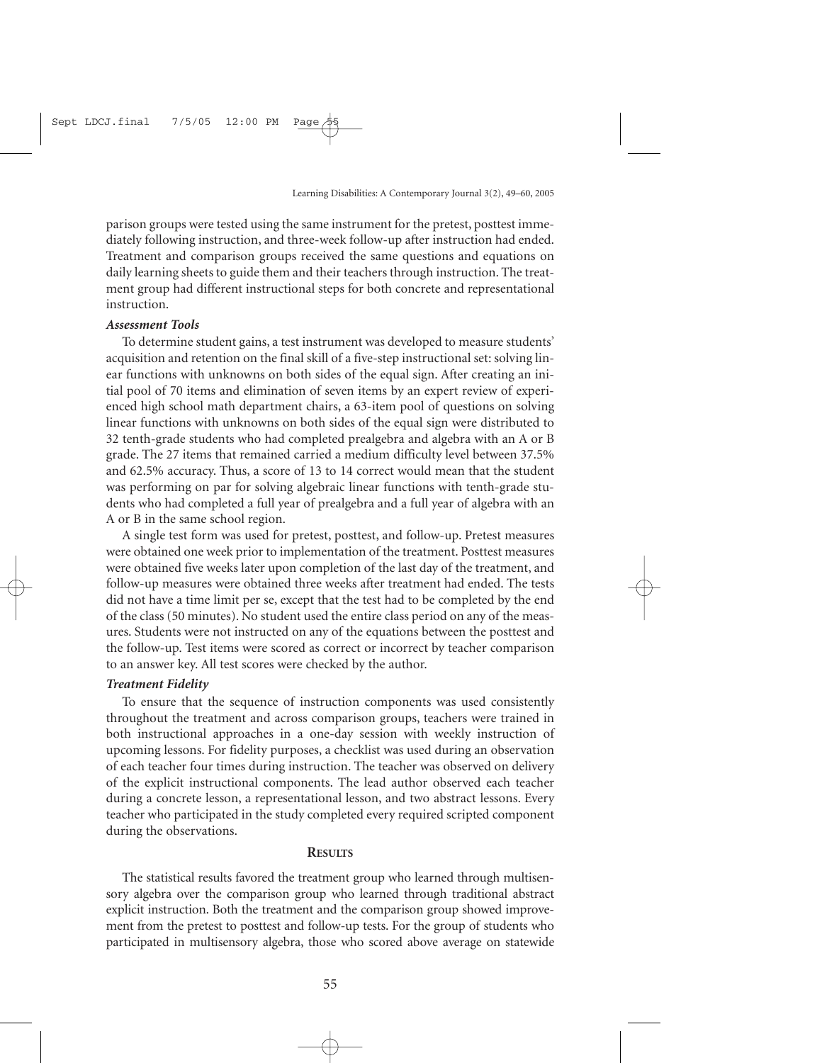parison groups were tested using the same instrument for the pretest, posttest immediately following instruction, and three-week follow-up after instruction had ended. Treatment and comparison groups received the same questions and equations on daily learning sheets to guide them and their teachers through instruction. The treatment group had different instructional steps for both concrete and representational instruction.

### *Assessment Tools*

To determine student gains, a test instrument was developed to measure students' acquisition and retention on the final skill of a five-step instructional set: solving linear functions with unknowns on both sides of the equal sign. After creating an initial pool of 70 items and elimination of seven items by an expert review of experienced high school math department chairs, a 63-item pool of questions on solving linear functions with unknowns on both sides of the equal sign were distributed to 32 tenth-grade students who had completed prealgebra and algebra with an A or B grade. The 27 items that remained carried a medium difficulty level between 37.5% and 62.5% accuracy. Thus, a score of 13 to 14 correct would mean that the student was performing on par for solving algebraic linear functions with tenth-grade students who had completed a full year of prealgebra and a full year of algebra with an A or B in the same school region.

A single test form was used for pretest, posttest, and follow-up. Pretest measures were obtained one week prior to implementation of the treatment. Posttest measures were obtained five weeks later upon completion of the last day of the treatment, and follow-up measures were obtained three weeks after treatment had ended. The tests did not have a time limit per se, except that the test had to be completed by the end of the class (50 minutes). No student used the entire class period on any of the measures. Students were not instructed on any of the equations between the posttest and the follow-up. Test items were scored as correct or incorrect by teacher comparison to an answer key. All test scores were checked by the author.

### *Treatment Fidelity*

To ensure that the sequence of instruction components was used consistently throughout the treatment and across comparison groups, teachers were trained in both instructional approaches in a one-day session with weekly instruction of upcoming lessons. For fidelity purposes, a checklist was used during an observation of each teacher four times during instruction. The teacher was observed on delivery of the explicit instructional components. The lead author observed each teacher during a concrete lesson, a representational lesson, and two abstract lessons. Every teacher who participated in the study completed every required scripted component during the observations.

## RESULTS

The statistical results favored the treatment group who learned through multisensory algebra over the comparison group who learned through traditional abstract explicit instruction. Both the treatment and the comparison group showed improvement from the pretest to posttest and follow-up tests. For the group of students who participated in multisensory algebra, those who scored above average on statewide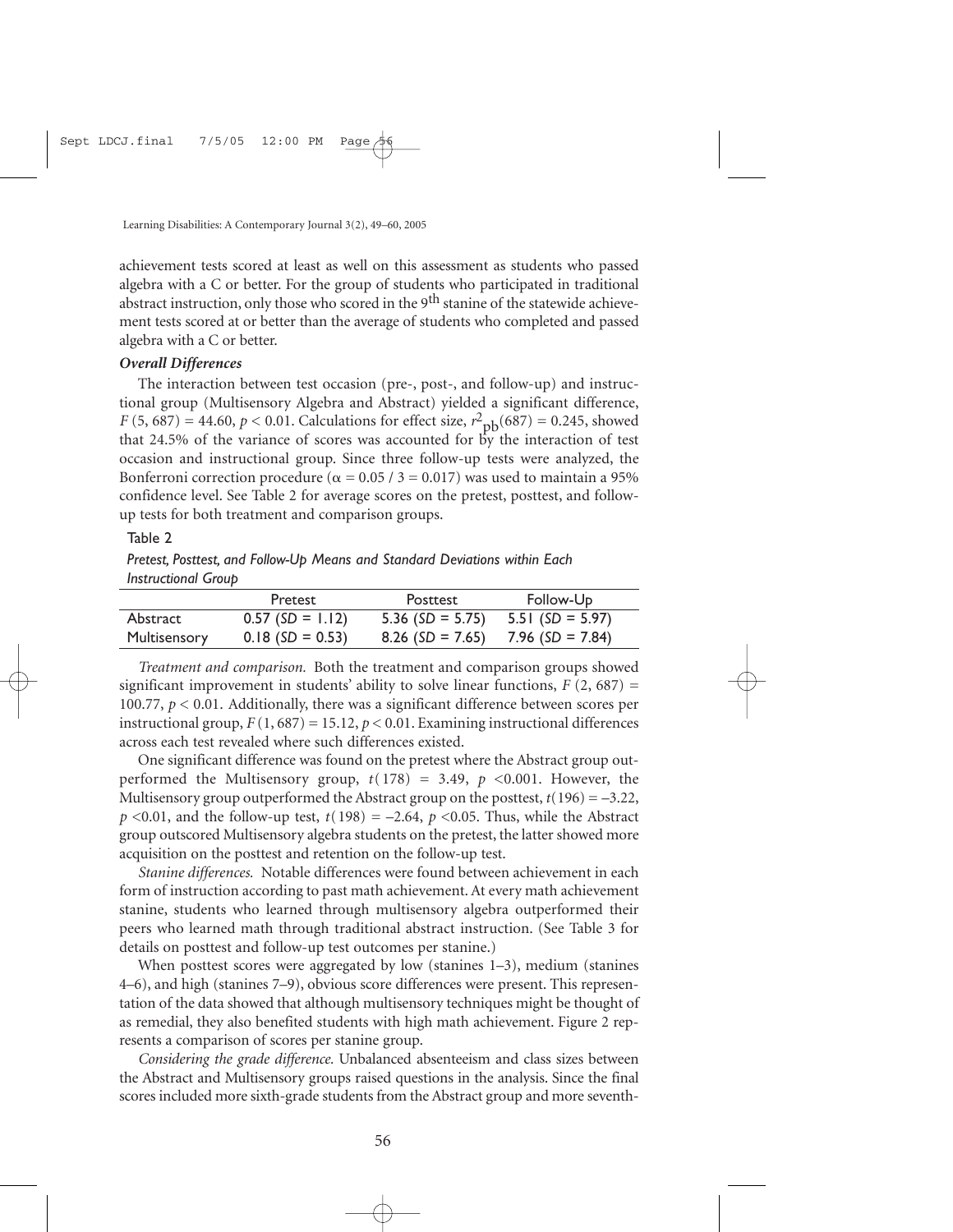achievement tests scored at least as well on this assessment as students who passed algebra with a C or better. For the group of students who participated in traditional abstract instruction, only those who scored in the 9th stanine of the statewide achievement tests scored at or better than the average of students who completed and passed algebra with a C or better.

### *Overall Differences*

The interaction between test occasion (pre-, post-, and follow-up) and instructional group (Multisensory Algebra and Abstract) yielded a significant difference, $F(5, 687) = 44.60$, $p < 0.01$. Calculations for effect size, $r^2_{pb}(687) = 0.245$, showed that 24.5% of the variance of scores was accounted for by the interaction of test occasion and instructional group. Since three follow-up tests were analyzed, the Bonferroni correction procedure ($\alpha = 0.05 / 3 = 0.017$) was used to maintain a 95% confidence level. See Table 2 for average scores on the pretest, posttest, and follow-up tests for both treatment and comparison groups.

Table 2

*Pretest, Posttest, and Follow-Up Means and Standard Deviations within Each Instructional Group*

| | Pretest | Posttest | Follow-Up |
|---|---|---|---|
| Abstract | 0.57 (*SD* = 1.12) | 5.36 (*SD* = 5.75) | 5.51 (*SD* = 5.97) |
| Multisensory | 0.18 (*SD* = 0.53) | 8.26 (*SD* = 7.65) | 7.96 (*SD* = 7.84) |

*Treatment and comparison.* Both the treatment and comparison groups showed significant improvement in students' ability to solve linear functions, $F(2, 687) = 100.77$, $p < 0.01$. Additionally, there was a significant difference between scores per instructional group, $F(1, 687) = 15.12$, $p < 0.01$. Examining instructional differences across each test revealed where such differences existed.

One significant difference was found on the pretest where the Abstract group outperformed the Multisensory group, $t(178) = 3.49$, $p < 0.001$. However, the Multisensory group outperformed the Abstract group on the posttest, $t(196) = -3.22$, $p < 0.01$, and the follow-up test, $t(198) = -2.64$, $p < 0.05$. Thus, while the Abstract group outscored Multisensory algebra students on the pretest, the latter showed more acquisition on the posttest and retention on the follow-up test.

*Stanine differences.* Notable differences were found between achievement in each form of instruction according to past math achievement. At every math achievement stanine, students who learned through multisensory algebra outperformed their peers who learned math through traditional abstract instruction. (See Table 3 for details on posttest and follow-up test outcomes per stanine.)

When posttest scores were aggregated by low (stanines 1–3), medium (stanines 4–6), and high (stanines 7–9), obvious score differences were present. This representation of the data showed that although multisensory techniques might be thought of as remedial, they also benefited students with high math achievement. Figure 2 represents a comparison of scores per stanine group.

*Considering the grade difference.* Unbalanced absenteeism and class sizes between the Abstract and Multisensory groups raised questions in the analysis. Since the final scores included more sixth-grade students from the Abstract group and more seventh-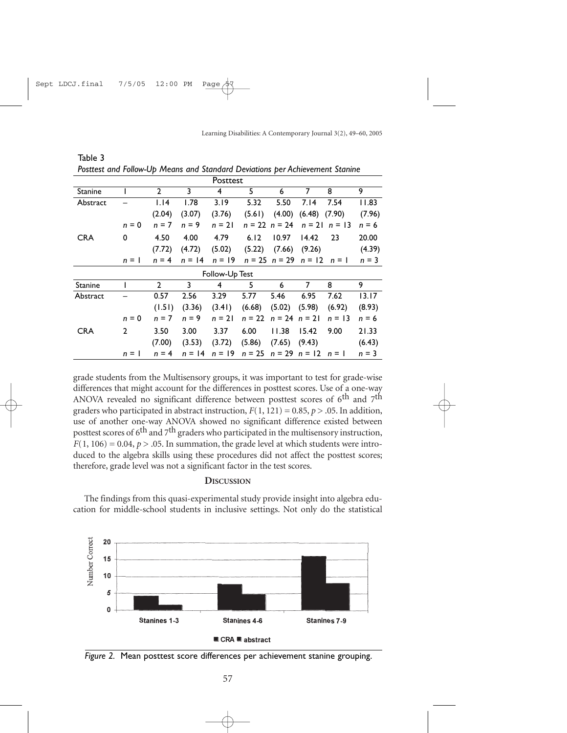Table 3

*Posttest and Follow-Up Means and Standard Deviations per Achievement Stanine*

| Posttest | | | | | | | | | |
|---|---|---|---|---|---|---|---|---|---|
| Stanine | 1 | 2 | 3 | 4 | 5 | 6 | 7 | 8 | 9 |
| Abstract | – | 1.14 | 1.78 | 3.19 | 5.32 | 5.50 | 7.14 | 7.54 | 11.83 |
| | | (2.04) | (3.07) | (3.76) | (5.61) | (4.00) | (6.48) | (7.90) | (7.96) |
| | $n = 0$ | $n = 7$ | $n = 9$ | $n = 21$ | $n = 22$ | $n = 24$ | $n = 21$ | $n = 13$ | $n = 6$ |
| CRA | 0 | 4.50 | 4.00 | 4.79 | 6.12 | 10.97 | 14.42 | 23 | 20.00 |
| | | (7.72) | (4.72) | (5.02) | (5.22) | (7.66) | (9.26) | | (4.39) |
| | $n = 1$ | $n = 4$ | $n = 14$ | $n = 19$ | $n = 25$ | $n = 29$ | $n = 12$ | $n = 1$ | $n = 3$ |
| **Follow-Up Test** | | | | | | | | | |
| Stanine | 1 | 2 | 3 | 4 | 5 | 6 | 7 | 8 | 9 |
| Abstract | – | 0.57 | 2.56 | 3.29 | 5.77 | 5.46 | 6.95 | 7.62 | 13.17 |
| | | (1.51) | (3.36) | (3.41) | (6.68) | (5.02) | (5.98) | (6.92) | (8.93) |
| | $n = 0$ | $n = 7$ | $n = 9$ | $n = 21$ | $n = 22$ | $n = 24$ | $n = 21$ | $n = 13$ | $n = 6$ |
| CRA | 2 | 3.50 | 3.00 | 3.37 | 6.00 | 11.38 | 15.42 | 9.00 | 21.33 |
| | | (7.00) | (3.53) | (3.72) | (5.86) | (7.65) | (9.43) | | (6.43) |
| | $n = 1$ | $n = 4$ | $n = 14$ | $n = 19$ | $n = 25$ | $n = 29$ | $n = 12$ | $n = 1$ | $n = 3$ |

grade students from the Multisensory groups, it was important to test for grade-wise differences that might account for the differences in posttest scores. Use of a one-way ANOVA revealed no significant difference between posttest scores of 6th and 7th graders who participated in abstract instruction, $F(1, 121) = 0.85, p > .05$. In addition, use of another one-way ANOVA showed no significant difference existed between posttest scores of 6th and 7th graders who participated in the multisensory instruction, $F(1, 106) = 0.04, p > .05$. In summation, the grade level at which students were introduced to the algebra skills using these procedures did not affect the posttest scores; therefore, grade level was not a significant factor in the test scores.

## Discussion

The findings from this quasi-experimental study provide insight into algebra education for middle-school students in inclusive settings. Not only do the statistical

*Figure 2.* Mean posttest score differences per achievement stanine grouping.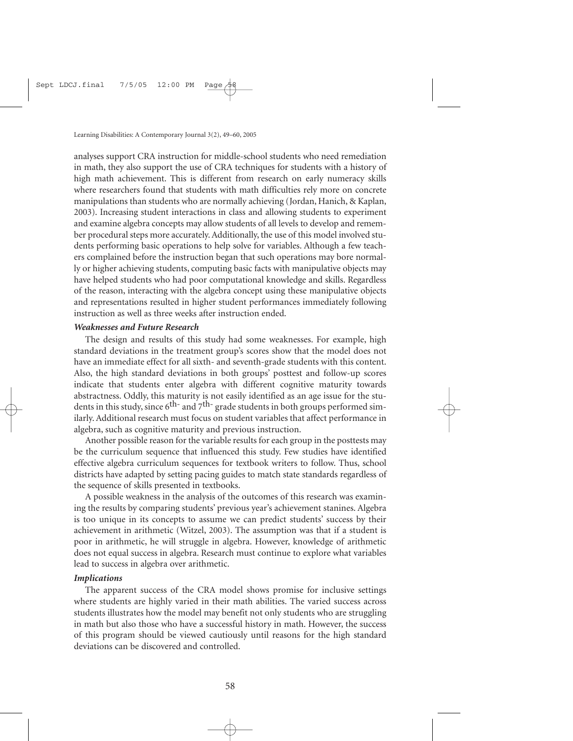analyses support CRA instruction for middle-school students who need remediation in math, they also support the use of CRA techniques for students with a history of high math achievement. This is different from research on early numeracy skills where researchers found that students with math difficulties rely more on concrete manipulations than students who are normally achieving (Jordan, Hanich, & Kaplan, 2003). Increasing student interactions in class and allowing students to experiment and examine algebra concepts may allow students of all levels to develop and remember procedural steps more accurately. Additionally, the use of this model involved students performing basic operations to help solve for variables. Although a few teachers complained before the instruction began that such operations may bore normally or higher achieving students, computing basic facts with manipulative objects may have helped students who had poor computational knowledge and skills. Regardless of the reason, interacting with the algebra concept using these manipulative objects and representations resulted in higher student performances immediately following instruction as well as three weeks after instruction ended.

### *Weaknesses and Future Research*

The design and results of this study had some weaknesses. For example, high standard deviations in the treatment group's scores show that the model does not have an immediate effect for all sixth- and seventh-grade students with this content. Also, the high standard deviations in both groups' posttest and follow-up scores indicate that students enter algebra with different cognitive maturity towards abstractness. Oddly, this maturity is not easily identified as an age issue for the students in this study, since 6th- and 7th- grade students in both groups performed similarly. Additional research must focus on student variables that affect performance in algebra, such as cognitive maturity and previous instruction.

Another possible reason for the variable results for each group in the posttests may be the curriculum sequence that influenced this study. Few studies have identified effective algebra curriculum sequences for textbook writers to follow. Thus, school districts have adapted by setting pacing guides to match state standards regardless of the sequence of skills presented in textbooks.

A possible weakness in the analysis of the outcomes of this research was examining the results by comparing students' previous year's achievement stanines. Algebra is too unique in its concepts to assume we can predict students' success by their achievement in arithmetic (Witzel, 2003). The assumption was that if a student is poor in arithmetic, he will struggle in algebra. However, knowledge of arithmetic does not equal success in algebra. Research must continue to explore what variables lead to success in algebra over arithmetic.

### *Implications*

The apparent success of the CRA model shows promise for inclusive settings where students are highly varied in their math abilities. The varied success across students illustrates how the model may benefit not only students who are struggling in math but also those who have a successful history in math. However, the success of this program should be viewed cautiously until reasons for the high standard deviations can be discovered and controlled.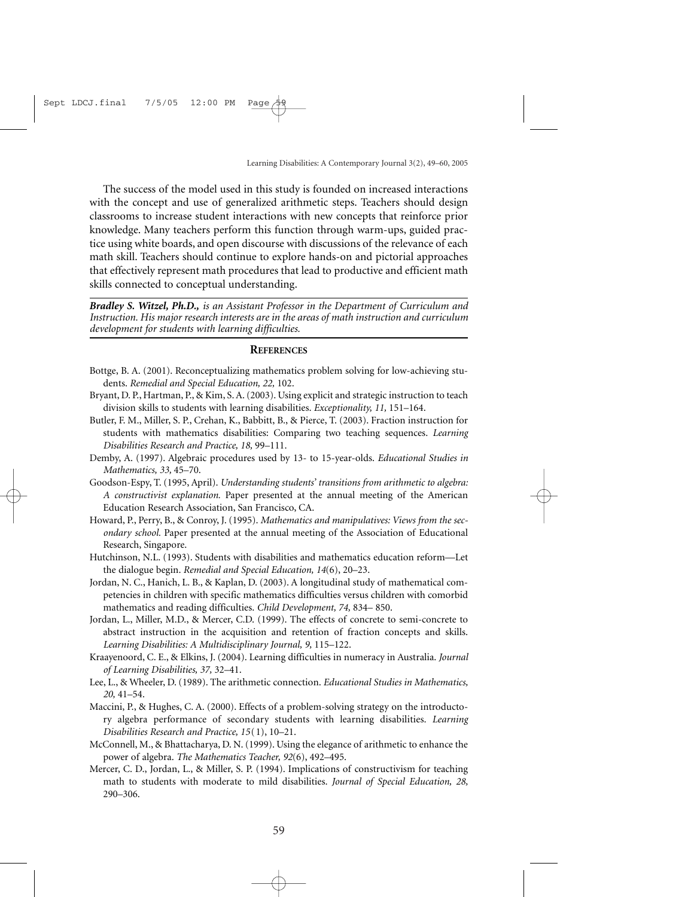The success of the model used in this study is founded on increased interactions with the concept and use of generalized arithmetic steps. Teachers should design classrooms to increase student interactions with new concepts that reinforce prior knowledge. Many teachers perform this function through warm-ups, guided practice using white boards, and open discourse with discussions of the relevance of each math skill. Teachers should continue to explore hands-on and pictorial approaches that effectively represent math procedures that lead to productive and efficient math skills connected to conceptual understanding.

***Bradley S. Witzel, Ph.D.,*** *is an Assistant Professor in the Department of Curriculum and Instruction. His major research interests are in the areas of math instruction and curriculum development for students with learning difficulties.*

## REFERENCES

Bottge, B. A. (2001). Reconceptualizing mathematics problem solving for low-achieving students. *Remedial and Special Education, 22,* 102.

Bryant, D. P., Hartman, P., & Kim, S. A. (2003). Using explicit and strategic instruction to teach division skills to students with learning disabilities. *Exceptionality, 11,* 151–164.

Butler, F. M., Miller, S. P., Crehan, K., Babbitt, B., & Pierce, T. (2003). Fraction instruction for students with mathematics disabilities: Comparing two teaching sequences. *Learning Disabilities Research and Practice, 18,* 99–111.

Demby, A. (1997). Algebraic procedures used by 13- to 15-year-olds. *Educational Studies in Mathematics, 33,* 45–70.

Goodson-Espy, T. (1995, April). *Understanding students' transitions from arithmetic to algebra: A constructivist explanation.* Paper presented at the annual meeting of the American Education Research Association, San Francisco, CA.

Howard, P., Perry, B., & Conroy, J. (1995). *Mathematics and manipulatives: Views from the secondary school.* Paper presented at the annual meeting of the Association of Educational Research, Singapore.

Hutchinson, N.L. (1993). Students with disabilities and mathematics education reform—Let the dialogue begin. *Remedial and Special Education, 14*(6), 20–23.

Jordan, N. C., Hanich, L. B., & Kaplan, D. (2003). A longitudinal study of mathematical competencies in children with specific mathematics difficulties versus children with comorbid mathematics and reading difficulties. *Child Development, 74,* 834– 850.

Jordan, L., Miller, M.D., & Mercer, C.D. (1999). The effects of concrete to semi-concrete to abstract instruction in the acquisition and retention of fraction concepts and skills. *Learning Disabilities: A Multidisciplinary Journal, 9,* 115–122.

Kraayenoord, C. E., & Elkins, J. (2004). Learning difficulties in numeracy in Australia. *Journal of Learning Disabilities, 37,* 32–41.

Lee, L., & Wheeler, D. (1989). The arithmetic connection. *Educational Studies in Mathematics, 20,* 41–54.

Maccini, P., & Hughes, C. A. (2000). Effects of a problem-solving strategy on the introductory algebra performance of secondary students with learning disabilities. *Learning Disabilities Research and Practice, 15*(1), 10–21.

McConnell, M., & Bhattacharya, D. N. (1999). Using the elegance of arithmetic to enhance the power of algebra. *The Mathematics Teacher, 92*(6), 492–495.

Mercer, C. D., Jordan, L., & Miller, S. P. (1994). Implications of constructivism for teaching math to students with moderate to mild disabilities. *Journal of Special Education, 28,* 290–306.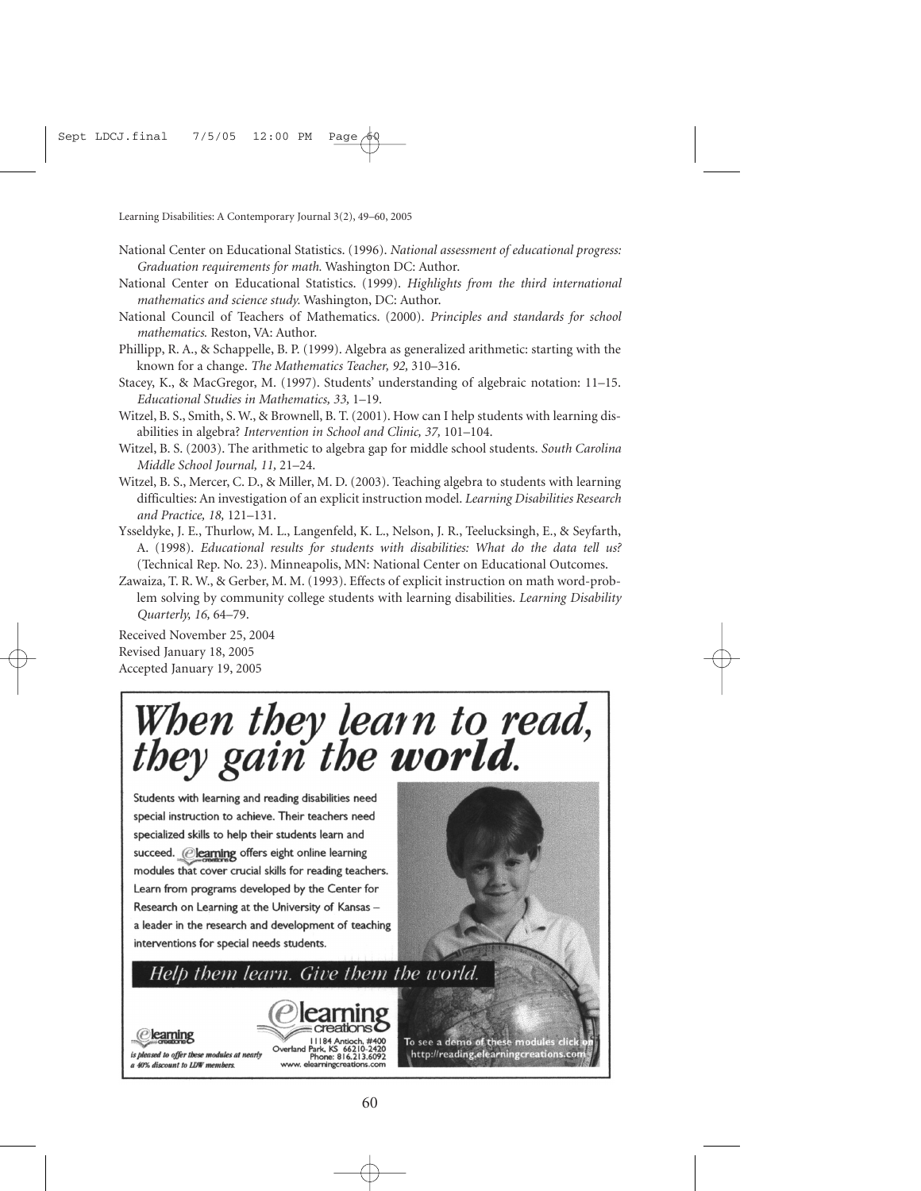National Center on Educational Statistics. (1996). *National assessment of educational progress: Graduation requirements for math.* Washington DC: Author.

National Center on Educational Statistics. (1999). *Highlights from the third international mathematics and science study.* Washington, DC: Author.

National Council of Teachers of Mathematics. (2000). *Principles and standards for school mathematics.* Reston, VA: Author.

Phillipp, R. A., & Schappelle, B. P. (1999). Algebra as generalized arithmetic: starting with the known for a change. *The Mathematics Teacher, 92,* 310–316.

Stacey, K., & MacGregor, M. (1997). Students' understanding of algebraic notation: 11–15. *Educational Studies in Mathematics, 33,* 1–19.

Witzel, B. S., Smith, S. W., & Brownell, B. T. (2001). How can I help students with learning disabilities in algebra? *Intervention in School and Clinic, 37,* 101–104.

Witzel, B. S. (2003). The arithmetic to algebra gap for middle school students. *South Carolina Middle School Journal, 11,* 21–24.

Witzel, B. S., Mercer, C. D., & Miller, M. D. (2003). Teaching algebra to students with learning difficulties: An investigation of an explicit instruction model. *Learning Disabilities Research and Practice, 18,* 121–131.

Ysseldyke, J. E., Thurlow, M. L., Langenfeld, K. L., Nelson, J. R., Teelucksingh, E., & Seyfarth, A. (1998). *Educational results for students with disabilities: What do the data tell us?* (Technical Rep. No. 23). Minneapolis, MN: National Center on Educational Outcomes.

Zawaiza, T. R. W., & Gerber, M. M. (1993). Effects of explicit instruction on math word-problem solving by community college students with learning disabilities. *Learning Disability Quarterly, 16,* 64–79.

Received November 25, 2004
Revised January 18, 2005
Accepted January 19, 2005

# *When they learn to read, they gain the **world**.*

Students with learning and reading disabilities need special instruction to achieve. Their teachers need specialized skills to help their students learn and succeed. elearning creations offers eight online learning modules that cover crucial skills for reading teachers. Learn from programs developed by the Center for Research on Learning at the University of Kansas – a leader in the research and development of teaching interventions for special needs students.

*Help them learn. Give them the world.*

elearning creations *is pleased to offer these modules at nearly a 40% discount to LDW members.*

elearning creations
11184 Antioch, #400
Overland Park, KS 66210-2420
Phone: 816.213.6092
www. elearningcreations.com

To see a demo of these modules click on http://reading.elearningcreations.com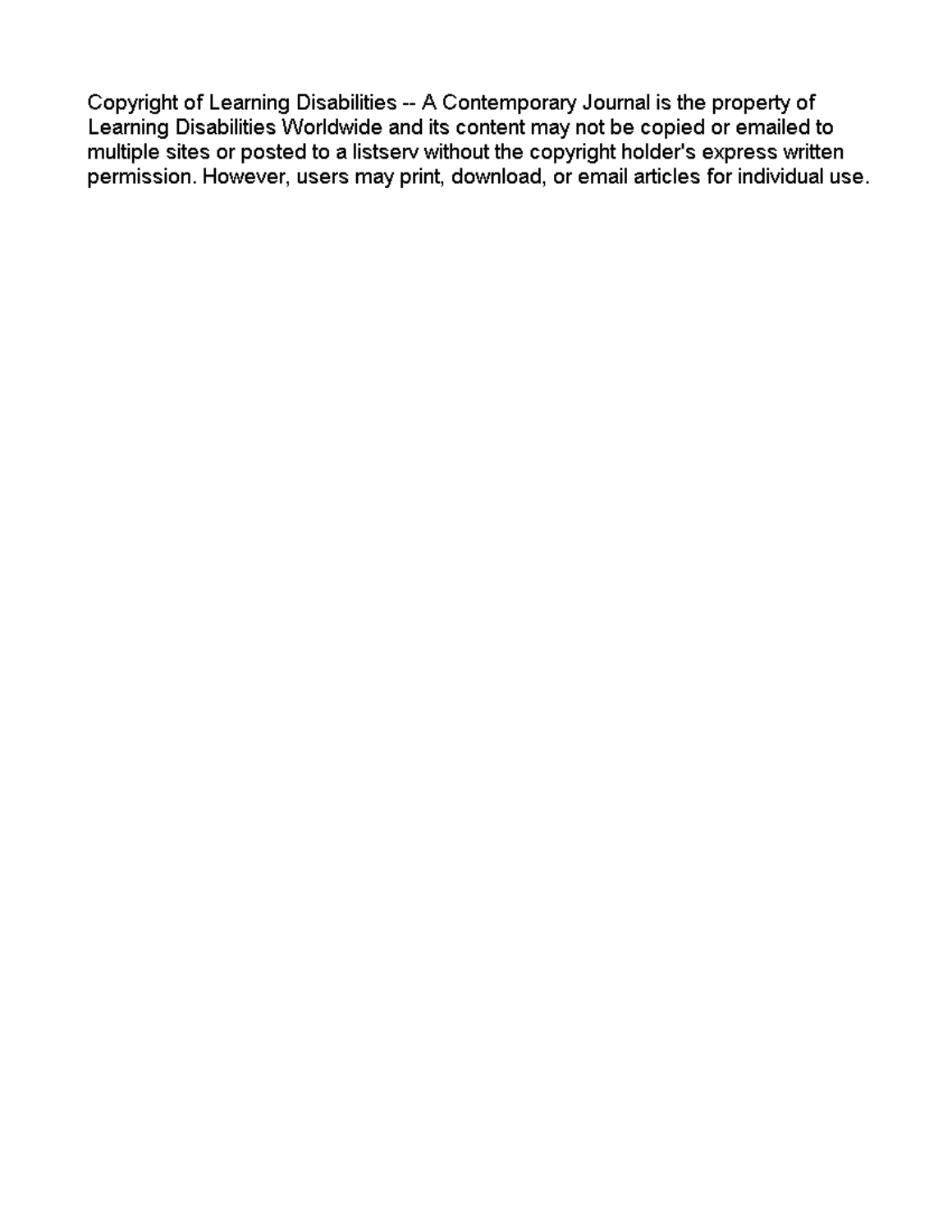Copyright of Learning Disabilities -- A Contemporary Journal is the property of Learning Disabilities Worldwide and its content may not be copied or emailed to multiple sites or posted to a listserv without the copyright holder's express written permission. However, users may print, download, or email articles for individual use.